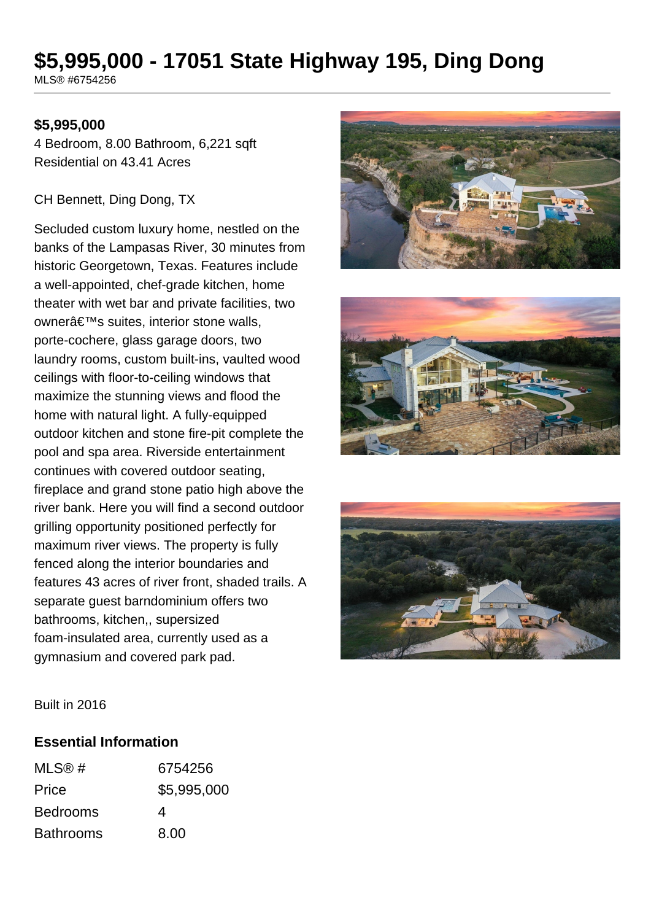# $5,995,000 - 17051 State Highway 195, Ding Dong

MLS® #6754256

**$5,995,000**

4 Bedroom, 8.00 Bathroom, 6,221 sqft
Residential on 43.41 Acres

CH Bennett, Ding Dong, TX

Secluded custom luxury home, nestled on the banks of the Lampasas River, 30 minutes from historic Georgetown, Texas. Features include a well-appointed, chef-grade kitchen, home theater with wet bar and private facilities, two ownerâ€™s suites, interior stone walls, porte-cochere, glass garage doors, two laundry rooms, custom built-ins, vaulted wood ceilings with floor-to-ceiling windows that maximize the stunning views and flood the home with natural light. A fully-equipped outdoor kitchen and stone fire-pit complete the pool and spa area. Riverside entertainment continues with covered outdoor seating, fireplace and grand stone patio high above the river bank. Here you will find a second outdoor grilling opportunity positioned perfectly for maximum river views. The property is fully fenced along the interior boundaries and features 43 acres of river front, shaded trails. A separate guest barndominium offers two bathrooms, kitchen,, supersized foam-insulated area, currently used as a gymnasium and covered park pad.

Built in 2016

## Essential Information

| | |
|---|---|
| MLS® # | 6754256 |
| Price | $5,995,000 |
| Bedrooms | 4 |
| Bathrooms | 8.00 |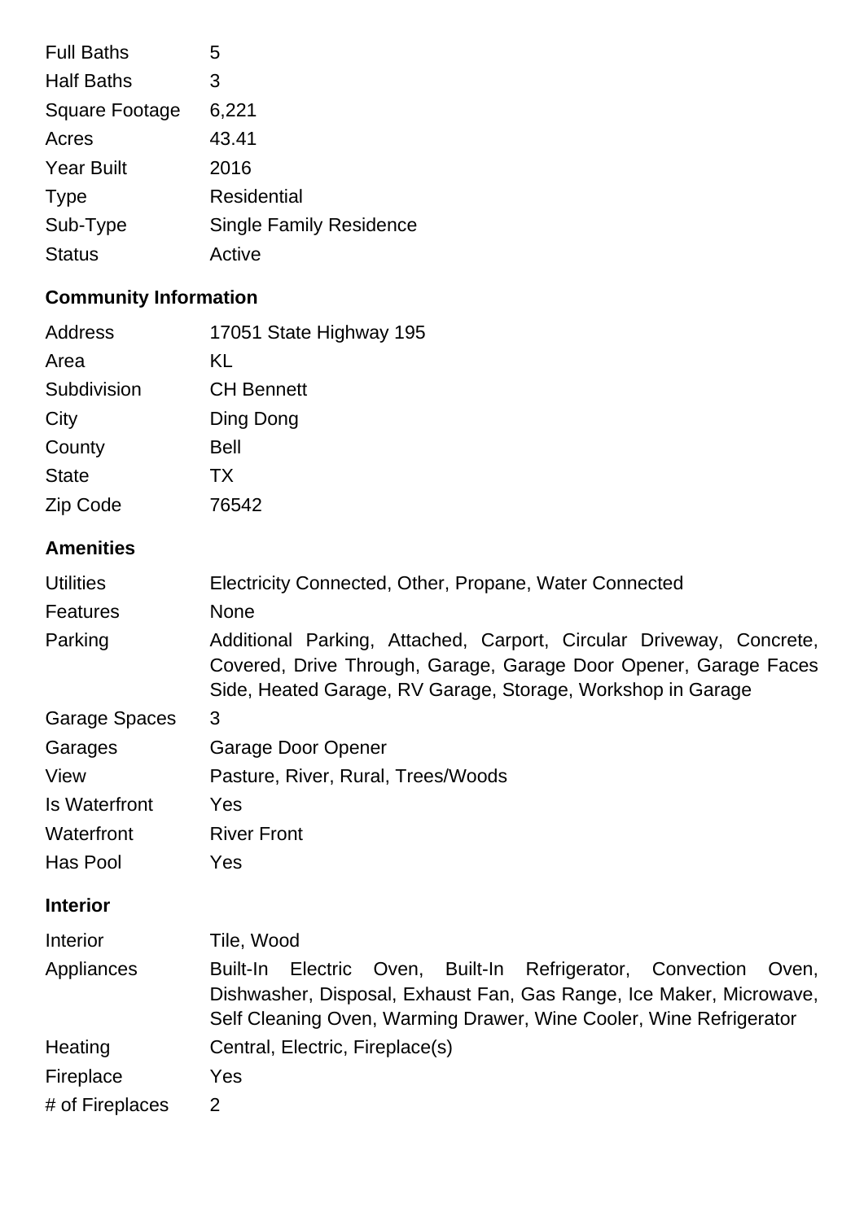| | |
|---|---|
| Full Baths | 5 |
| Half Baths | 3 |
| Square Footage | 6,221 |
| Acres | 43.41 |
| Year Built | 2016 |
| Type | Residential |
| Sub-Type | Single Family Residence |
| Status | Active |

## Community Information

| | |
|---|---|
| Address | 17051 State Highway 195 |
| Area | KL |
| Subdivision | CH Bennett |
| City | Ding Dong |
| County | Bell |
| State | TX |
| Zip Code | 76542 |

## Amenities

| | |
|---|---|
| Utilities | Electricity Connected, Other, Propane, Water Connected |
| Features | None |
| Parking | Additional Parking, Attached, Carport, Circular Driveway, Concrete, Covered, Drive Through, Garage, Garage Door Opener, Garage Faces Side, Heated Garage, RV Garage, Storage, Workshop in Garage |
| Garage Spaces | 3 |
| Garages | Garage Door Opener |
| View | Pasture, River, Rural, Trees/Woods |
| Is Waterfront | Yes |
| Waterfront | River Front |
| Has Pool | Yes |

## Interior

| | |
|---|---|
| Interior | Tile, Wood |
| Appliances | Built-In Electric Oven, Built-In Refrigerator, Convection Oven, Dishwasher, Disposal, Exhaust Fan, Gas Range, Ice Maker, Microwave, Self Cleaning Oven, Warming Drawer, Wine Cooler, Wine Refrigerator |
| Heating | Central, Electric, Fireplace(s) |
| Fireplace | Yes |
| # of Fireplaces | 2 |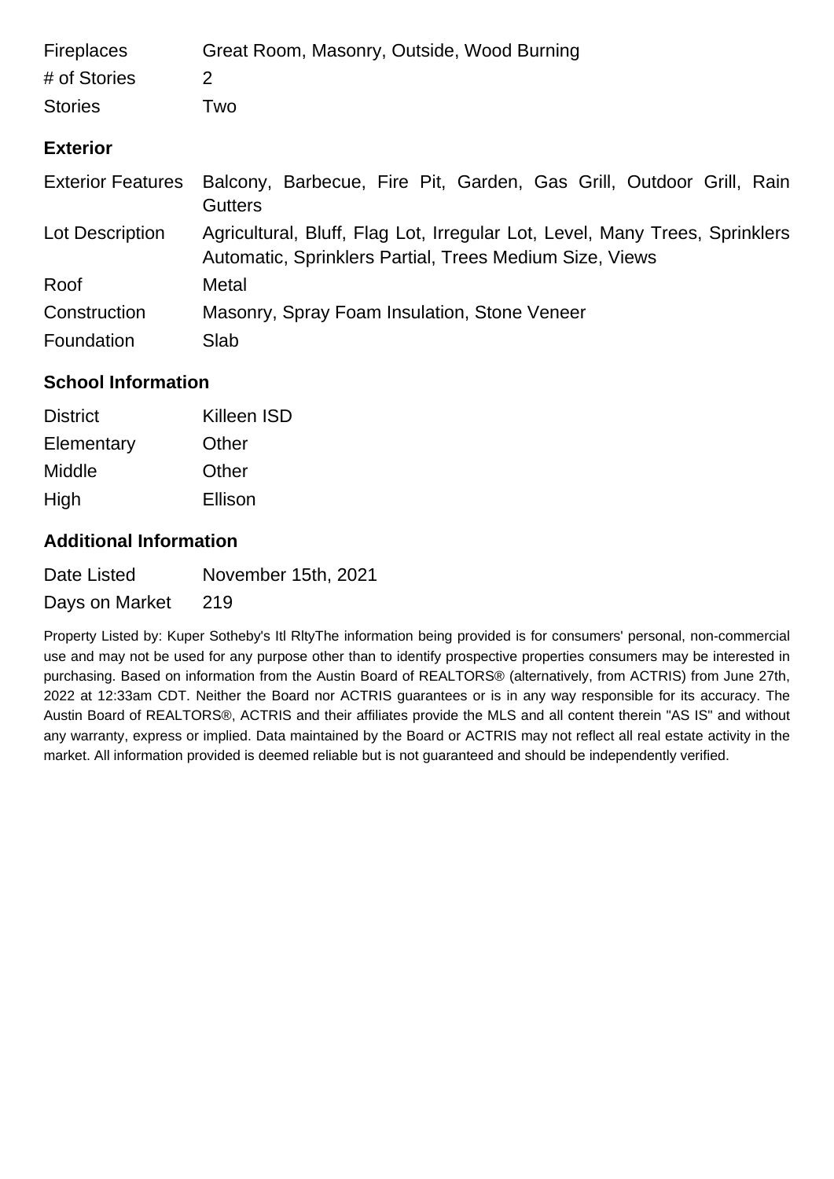| | |
|---|---|
| Fireplaces | Great Room, Masonry, Outside, Wood Burning |
| # of Stories | 2 |
| Stories | Two |

### Exterior

| | |
|---|---|
| Exterior Features | Balcony, Barbecue, Fire Pit, Garden, Gas Grill, Outdoor Grill, Rain Gutters |
| Lot Description | Agricultural, Bluff, Flag Lot, Irregular Lot, Level, Many Trees, Sprinklers Automatic, Sprinklers Partial, Trees Medium Size, Views |
| Roof | Metal |
| Construction | Masonry, Spray Foam Insulation, Stone Veneer |
| Foundation | Slab |

### School Information

| | |
|---|---|
| District | Killeen ISD |
| Elementary | Other |
| Middle | Other |
| High | Ellison |

### Additional Information

| | |
|---|---|
| Date Listed | November 15th, 2021 |
| Days on Market | 219 |

Property Listed by: Kuper Sotheby's Itl RltyThe information being provided is for consumers' personal, non-commercial use and may not be used for any purpose other than to identify prospective properties consumers may be interested in purchasing. Based on information from the Austin Board of REALTORS® (alternatively, from ACTRIS) from June 27th, 2022 at 12:33am CDT. Neither the Board nor ACTRIS guarantees or is in any way responsible for its accuracy. The Austin Board of REALTORS®, ACTRIS and their affiliates provide the MLS and all content therein "AS IS" and without any warranty, express or implied. Data maintained by the Board or ACTRIS may not reflect all real estate activity in the market. All information provided is deemed reliable but is not guaranteed and should be independently verified.